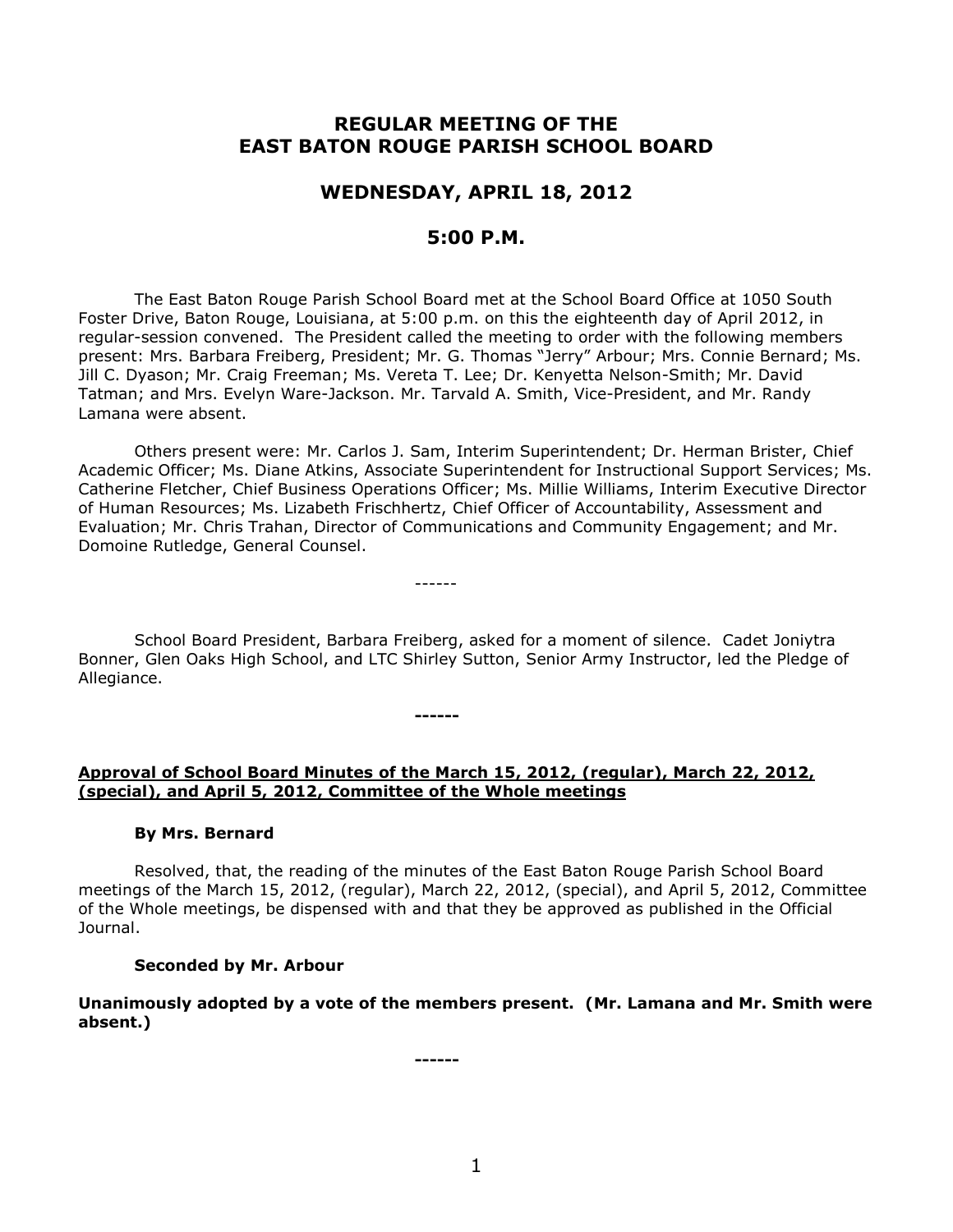# REGULAR MEETING OF THE EAST BATON ROUGE PARISH SCHOOL BOARD

## WEDNESDAY, APRIL 18, 2012

## 5:00 P.M.

The East Baton Rouge Parish School Board met at the School Board Office at 1050 South Foster Drive, Baton Rouge, Louisiana, at 5:00 p.m. on this the eighteenth day of April 2012, in regular-session convened. The President called the meeting to order with the following members present: Mrs. Barbara Freiberg, President; Mr. G. Thomas "Jerry" Arbour; Mrs. Connie Bernard; Ms. Jill C. Dyason; Mr. Craig Freeman; Ms. Vereta T. Lee; Dr. Kenyetta Nelson-Smith; Mr. David Tatman; and Mrs. Evelyn Ware-Jackson. Mr. Tarvald A. Smith, Vice-President, and Mr. Randy Lamana were absent.

Others present were: Mr. Carlos J. Sam, Interim Superintendent; Dr. Herman Brister, Chief Academic Officer; Ms. Diane Atkins, Associate Superintendent for Instructional Support Services; Ms. Catherine Fletcher, Chief Business Operations Officer; Ms. Millie Williams, Interim Executive Director of Human Resources; Ms. Lizabeth Frischhertz, Chief Officer of Accountability, Assessment and Evaluation; Mr. Chris Trahan, Director of Communications and Community Engagement; and Mr. Domoine Rutledge, General Counsel.

------

School Board President, Barbara Freiberg, asked for a moment of silence. Cadet Joniytra Bonner, Glen Oaks High School, and LTC Shirley Sutton, Senior Army Instructor, led the Pledge of Allegiance.

**------**

**Approval of School Board Minutes of the March 15, 2012, (regular), March 22, 2012, (special), and April 5, 2012, Committee of the Whole meetings**

**By Mrs. Bernard**

Resolved, that, the reading of the minutes of the East Baton Rouge Parish School Board meetings of the March 15, 2012, (regular), March 22, 2012, (special), and April 5, 2012, Committee of the Whole meetings, be dispensed with and that they be approved as published in the Official Journal.

**Seconded by Mr. Arbour**

**Unanimously adopted by a vote of the members present. (Mr. Lamana and Mr. Smith were absent.)**

**------**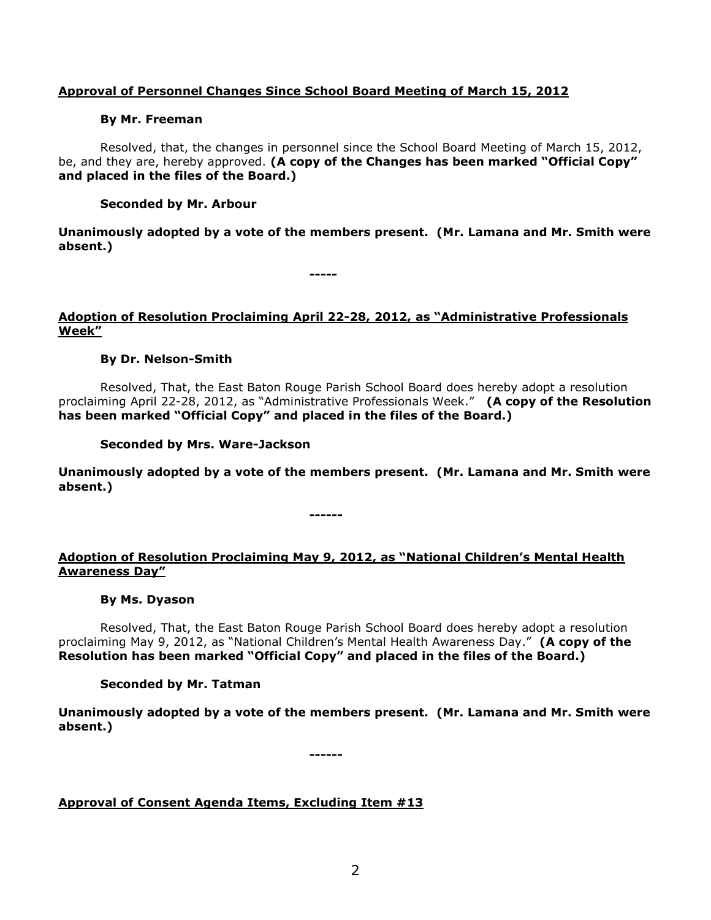**Approval of Personnel Changes Since School Board Meeting of March 15, 2012**

**By Mr. Freeman**

Resolved, that, the changes in personnel since the School Board Meeting of March 15, 2012, be, and they are, hereby approved. **(A copy of the Changes has been marked "Official Copy" and placed in the files of the Board.)**

**Seconded by Mr. Arbour**

**Unanimously adopted by a vote of the members present. (Mr. Lamana and Mr. Smith were absent.)**

-----

**Adoption of Resolution Proclaiming April 22-28, 2012, as "Administrative Professionals Week"**

**By Dr. Nelson-Smith**

Resolved, That, the East Baton Rouge Parish School Board does hereby adopt a resolution proclaiming April 22-28, 2012, as "Administrative Professionals Week." **(A copy of the Resolution has been marked "Official Copy" and placed in the files of the Board.)**

**Seconded by Mrs. Ware-Jackson**

**Unanimously adopted by a vote of the members present. (Mr. Lamana and Mr. Smith were absent.)**

------

**Adoption of Resolution Proclaiming May 9, 2012, as "National Children's Mental Health Awareness Day"**

**By Ms. Dyason**

Resolved, That, the East Baton Rouge Parish School Board does hereby adopt a resolution proclaiming May 9, 2012, as "National Children's Mental Health Awareness Day." **(A copy of the Resolution has been marked "Official Copy" and placed in the files of the Board.)**

**Seconded by Mr. Tatman**

**Unanimously adopted by a vote of the members present. (Mr. Lamana and Mr. Smith were absent.)**

------

**Approval of Consent Agenda Items, Excluding Item #13**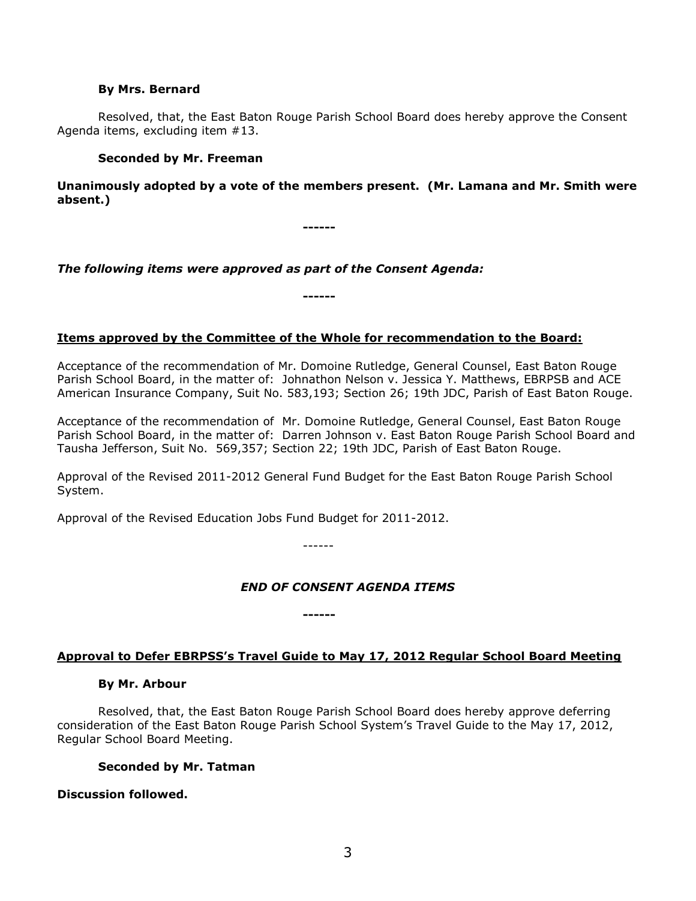**By Mrs. Bernard**

Resolved, that, the East Baton Rouge Parish School Board does hereby approve the Consent Agenda items, excluding item #13.

**Seconded by Mr. Freeman**

**Unanimously adopted by a vote of the members present. (Mr. Lamana and Mr. Smith were absent.)**

**------**

***The following items were approved as part of the Consent Agenda:***

**------**

**<u>Items approved by the Committee of the Whole for recommendation to the Board:</u>**

Acceptance of the recommendation of Mr. Domoine Rutledge, General Counsel, East Baton Rouge Parish School Board, in the matter of: Johnathon Nelson v. Jessica Y. Matthews, EBRPSB and ACE American Insurance Company, Suit No. 583,193; Section 26; 19th JDC, Parish of East Baton Rouge.

Acceptance of the recommendation of Mr. Domoine Rutledge, General Counsel, East Baton Rouge Parish School Board, in the matter of: Darren Johnson v. East Baton Rouge Parish School Board and Tausha Jefferson, Suit No. 569,357; Section 22; 19th JDC, Parish of East Baton Rouge.

Approval of the Revised 2011-2012 General Fund Budget for the East Baton Rouge Parish School System.

Approval of the Revised Education Jobs Fund Budget for 2011-2012.

------

***END OF CONSENT AGENDA ITEMS***

**------**

**<u>Approval to Defer EBRPSS's Travel Guide to May 17, 2012 Regular School Board Meeting</u>**

**By Mr. Arbour**

Resolved, that, the East Baton Rouge Parish School Board does hereby approve deferring consideration of the East Baton Rouge Parish School System's Travel Guide to the May 17, 2012, Regular School Board Meeting.

**Seconded by Mr. Tatman**

**Discussion followed.**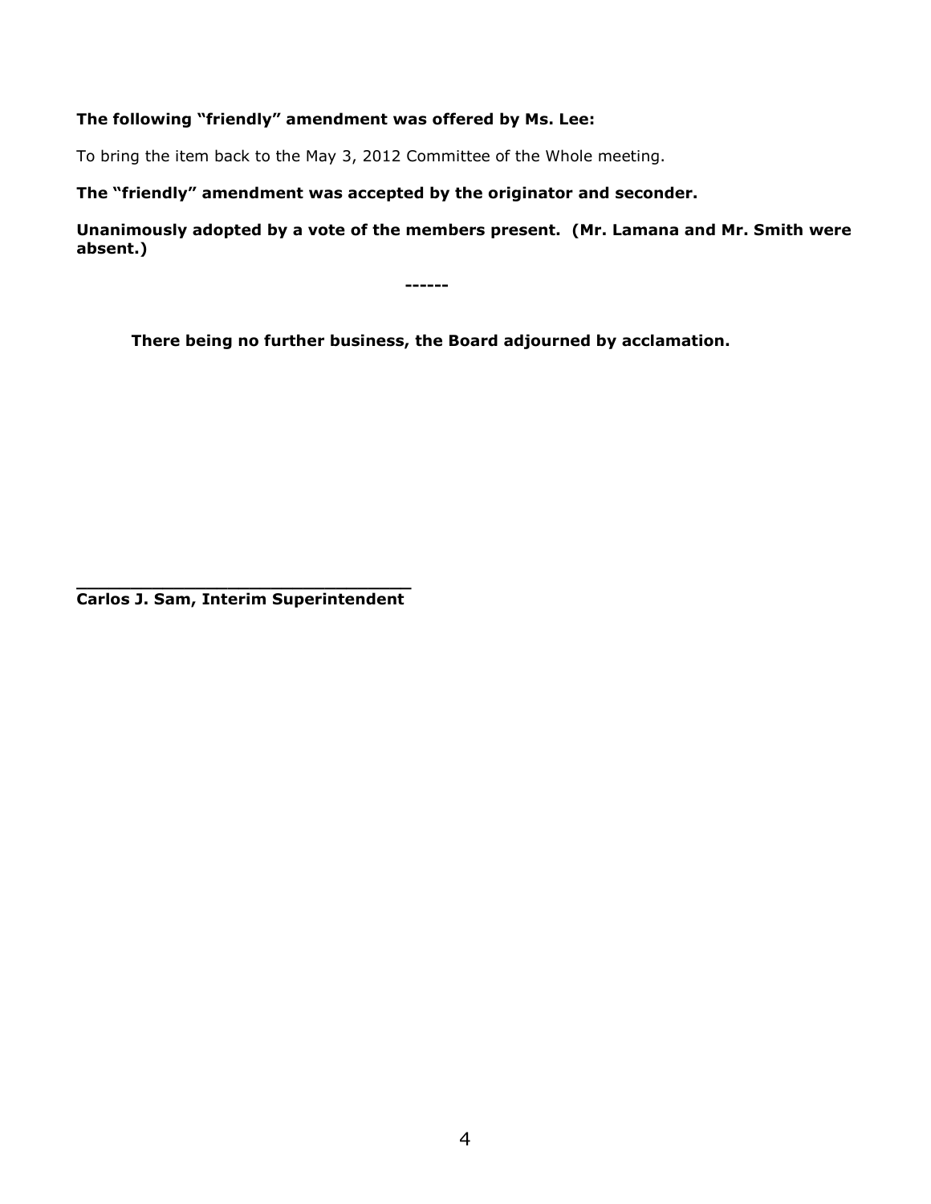**The following "friendly" amendment was offered by Ms. Lee:**

To bring the item back to the May 3, 2012 Committee of the Whole meeting.

**The "friendly" amendment was accepted by the originator and seconder.**

**Unanimously adopted by a vote of the members present. (Mr. Lamana and Mr. Smith were absent.)**

**------**

**There being no further business, the Board adjourned by acclamation.**

**_________________________________**
**Carlos J. Sam, Interim Superintendent**